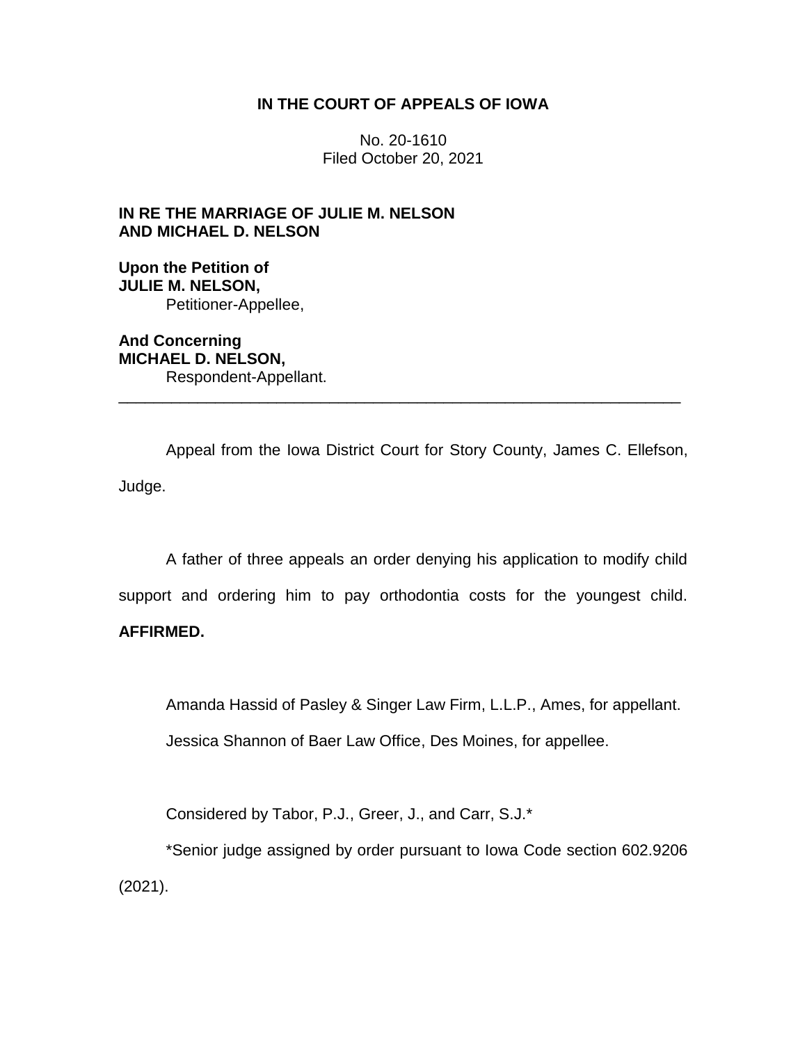**IN THE COURT OF APPEALS OF IOWA**

No. 20-1610
Filed October 20, 2021

**IN RE THE MARRIAGE OF JULIE M. NELSON AND MICHAEL D. NELSON**

**Upon the Petition of**
**JULIE M. NELSON,**
Petitioner-Appellee,

**And Concerning**
**MICHAEL D. NELSON,**
Respondent-Appellant.

---

Appeal from the Iowa District Court for Story County, James C. Ellefson, Judge.

A father of three appeals an order denying his application to modify child support and ordering him to pay orthodontia costs for the youngest child. **AFFIRMED.**

Amanda Hassid of Pasley & Singer Law Firm, L.L.P., Ames, for appellant.

Jessica Shannon of Baer Law Office, Des Moines, for appellee.

Considered by Tabor, P.J., Greer, J., and Carr, S.J.*

*Senior judge assigned by order pursuant to Iowa Code section 602.9206 (2021).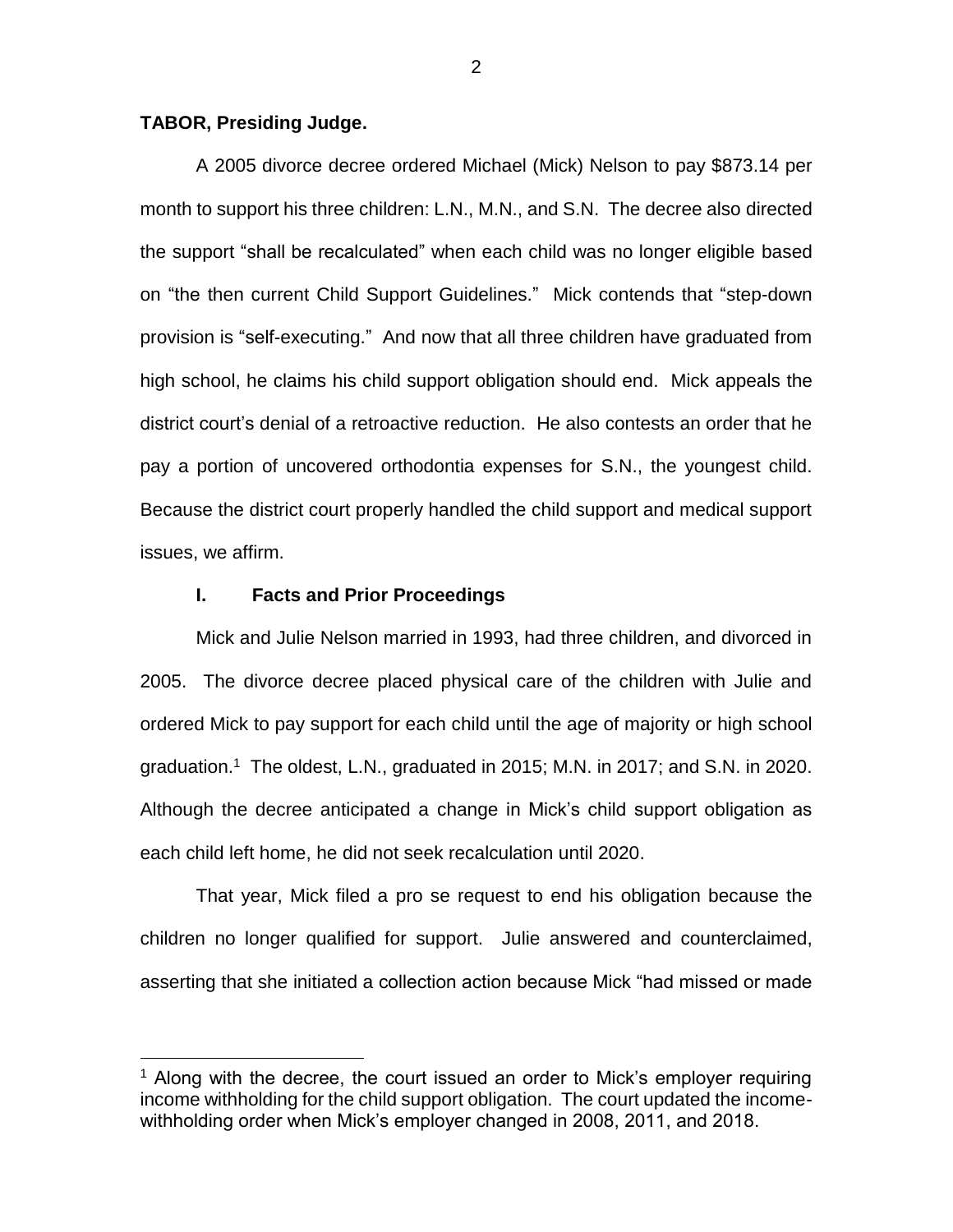**TABOR, Presiding Judge.**

A 2005 divorce decree ordered Michael (Mick) Nelson to pay $873.14 per month to support his three children: L.N., M.N., and S.N. The decree also directed the support "shall be recalculated" when each child was no longer eligible based on "the then current Child Support Guidelines." Mick contends that "step-down provision is "self-executing." And now that all three children have graduated from high school, he claims his child support obligation should end. Mick appeals the district court's denial of a retroactive reduction. He also contests an order that he pay a portion of uncovered orthodontia expenses for S.N., the youngest child. Because the district court properly handled the child support and medical support issues, we affirm.

## I. Facts and Prior Proceedings

Mick and Julie Nelson married in 1993, had three children, and divorced in 2005. The divorce decree placed physical care of the children with Julie and ordered Mick to pay support for each child until the age of majority or high school graduation.[1] The oldest, L.N., graduated in 2015; M.N. in 2017; and S.N. in 2020. Although the decree anticipated a change in Mick's child support obligation as each child left home, he did not seek recalculation until 2020.

That year, Mick filed a pro se request to end his obligation because the children no longer qualified for support. Julie answered and counterclaimed, asserting that she initiated a collection action because Mick "had missed or made

---

[1] Along with the decree, the court issued an order to Mick's employer requiring income withholding for the child support obligation. The court updated the income-withholding order when Mick's employer changed in 2008, 2011, and 2018.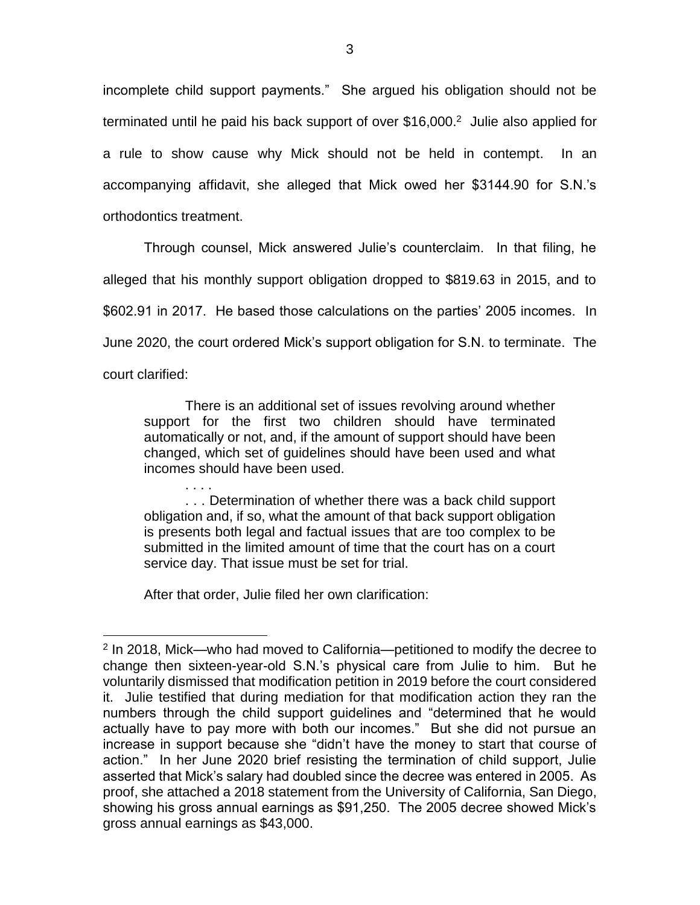incomplete child support payments." She argued his obligation should not be terminated until he paid his back support of over $16,000.[2] Julie also applied for a rule to show cause why Mick should not be held in contempt. In an accompanying affidavit, she alleged that Mick owed her $3144.90 for S.N.'s orthodontics treatment.

Through counsel, Mick answered Julie's counterclaim. In that filing, he alleged that his monthly support obligation dropped to $819.63 in 2015, and to $602.91 in 2017. He based those calculations on the parties' 2005 incomes. In June 2020, the court ordered Mick's support obligation for S.N. to terminate. The court clarified:

> There is an additional set of issues revolving around whether support for the first two children should have terminated automatically or not, and, if the amount of support should have been changed, which set of guidelines should have been used and what incomes should have been used.
>
> . . . .
>
> . . . Determination of whether there was a back child support obligation and, if so, what the amount of that back support obligation is presents both legal and factual issues that are too complex to be submitted in the limited amount of time that the court has on a court service day. That issue must be set for trial.

After that order, Julie filed her own clarification:

---

[2] In 2018, Mick—who had moved to California—petitioned to modify the decree to change then sixteen-year-old S.N.'s physical care from Julie to him. But he voluntarily dismissed that modification petition in 2019 before the court considered it. Julie testified that during mediation for that modification action they ran the numbers through the child support guidelines and "determined that he would actually have to pay more with both our incomes." But she did not pursue an increase in support because she "didn't have the money to start that course of action." In her June 2020 brief resisting the termination of child support, Julie asserted that Mick's salary had doubled since the decree was entered in 2005. As proof, she attached a 2018 statement from the University of California, San Diego, showing his gross annual earnings as $91,250. The 2005 decree showed Mick's gross annual earnings as $43,000.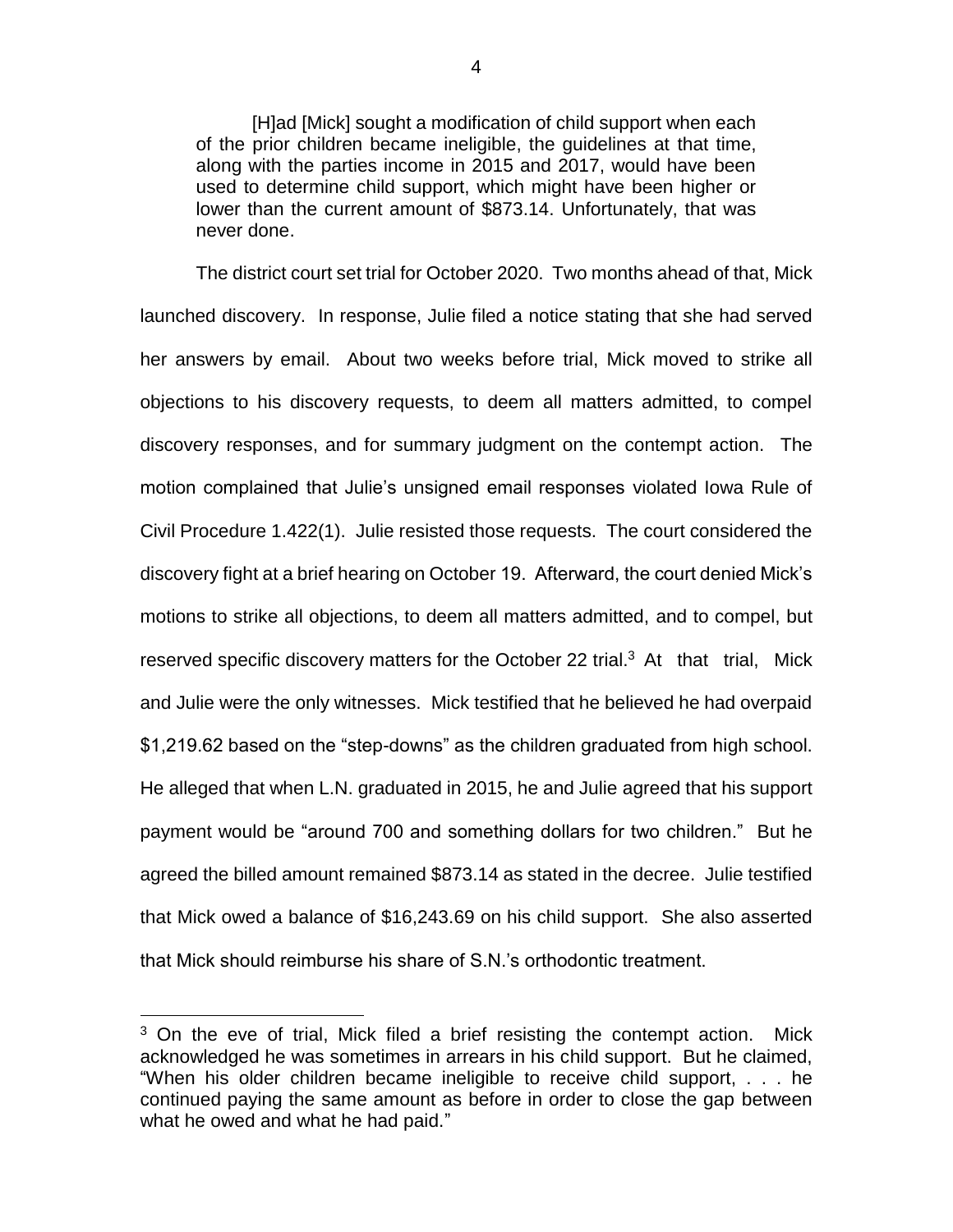> [H]ad [Mick] sought a modification of child support when each of the prior children became ineligible, the guidelines at that time, along with the parties income in 2015 and 2017, would have been used to determine child support, which might have been higher or lower than the current amount of $873.14. Unfortunately, that was never done.

The district court set trial for October 2020. Two months ahead of that, Mick launched discovery. In response, Julie filed a notice stating that she had served her answers by email. About two weeks before trial, Mick moved to strike all objections to his discovery requests, to deem all matters admitted, to compel discovery responses, and for summary judgment on the contempt action. The motion complained that Julie's unsigned email responses violated Iowa Rule of Civil Procedure 1.422(1). Julie resisted those requests. The court considered the discovery fight at a brief hearing on October 19. Afterward, the court denied Mick's motions to strike all objections, to deem all matters admitted, and to compel, but reserved specific discovery matters for the October 22 trial.[3] At that trial, Mick and Julie were the only witnesses. Mick testified that he believed he had overpaid $1,219.62 based on the "step-downs" as the children graduated from high school. He alleged that when L.N. graduated in 2015, he and Julie agreed that his support payment would be "around 700 and something dollars for two children." But he agreed the billed amount remained $873.14 as stated in the decree. Julie testified that Mick owed a balance of $16,243.69 on his child support. She also asserted that Mick should reimburse his share of S.N.'s orthodontic treatment.

---

[3] On the eve of trial, Mick filed a brief resisting the contempt action. Mick acknowledged he was sometimes in arrears in his child support. But he claimed, "When his older children became ineligible to receive child support, . . . he continued paying the same amount as before in order to close the gap between what he owed and what he had paid."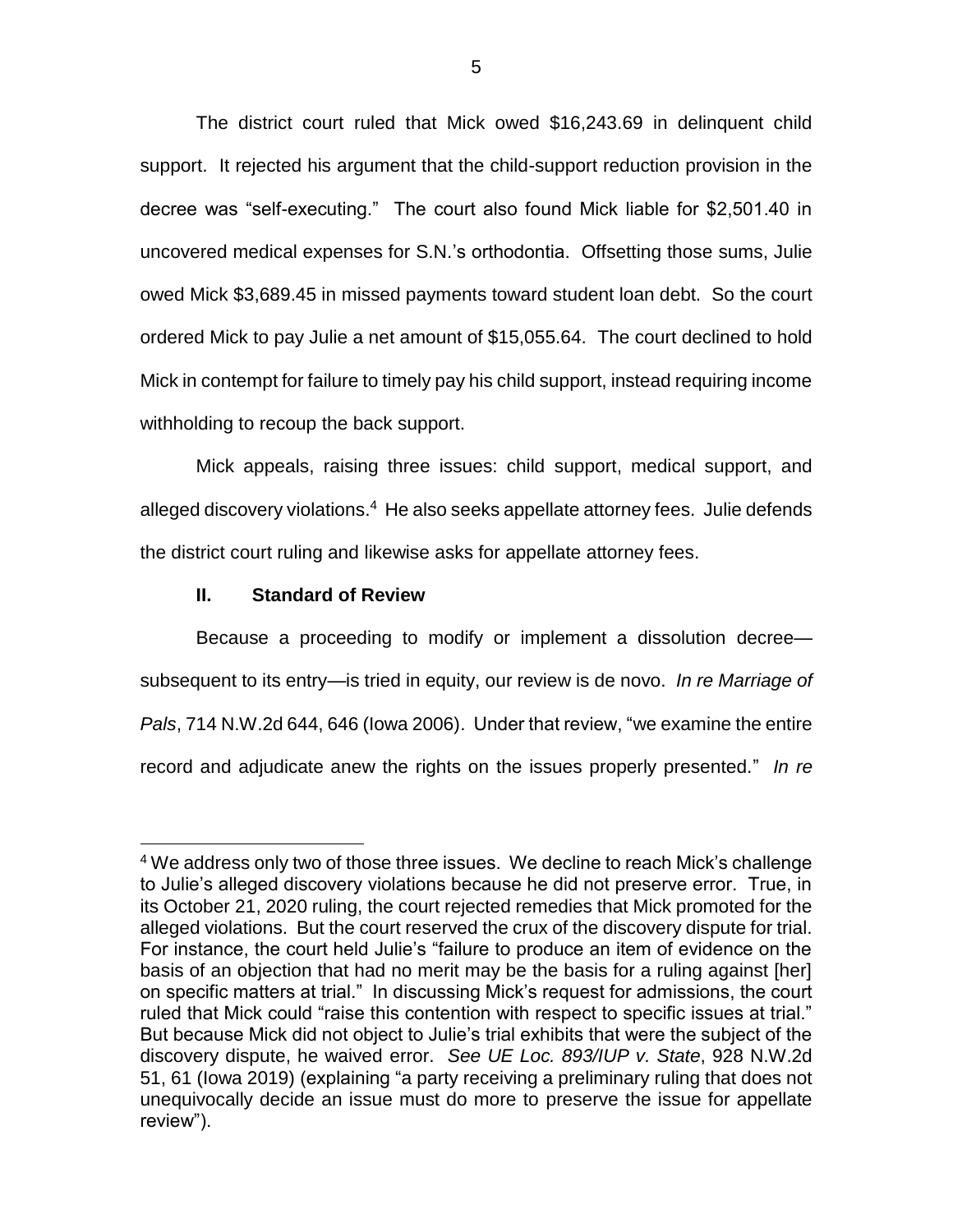The district court ruled that Mick owed $16,243.69 in delinquent child support. It rejected his argument that the child-support reduction provision in the decree was "self-executing." The court also found Mick liable for $2,501.40 in uncovered medical expenses for S.N.'s orthodontia. Offsetting those sums, Julie owed Mick $3,689.45 in missed payments toward student loan debt. So the court ordered Mick to pay Julie a net amount of $15,055.64. The court declined to hold Mick in contempt for failure to timely pay his child support, instead requiring income withholding to recoup the back support.

Mick appeals, raising three issues: child support, medical support, and alleged discovery violations.[4] He also seeks appellate attorney fees. Julie defends the district court ruling and likewise asks for appellate attorney fees.

## II. Standard of Review

Because a proceeding to modify or implement a dissolution decree—subsequent to its entry—is tried in equity, our review is de novo. *In re Marriage of Pals*, 714 N.W.2d 644, 646 (Iowa 2006). Under that review, "we examine the entire record and adjudicate anew the rights on the issues properly presented." *In re*

[4] We address only two of those three issues. We decline to reach Mick's challenge to Julie's alleged discovery violations because he did not preserve error. True, in its October 21, 2020 ruling, the court rejected remedies that Mick promoted for the alleged violations. But the court reserved the crux of the discovery dispute for trial. For instance, the court held Julie's "failure to produce an item of evidence on the basis of an objection that had no merit may be the basis for a ruling against [her] on specific matters at trial." In discussing Mick's request for admissions, the court ruled that Mick could "raise this contention with respect to specific issues at trial." But because Mick did not object to Julie's trial exhibits that were the subject of the discovery dispute, he waived error. *See UE Loc. 893/IUP v. State*, 928 N.W.2d 51, 61 (Iowa 2019) (explaining "a party receiving a preliminary ruling that does not unequivocally decide an issue must do more to preserve the issue for appellate review").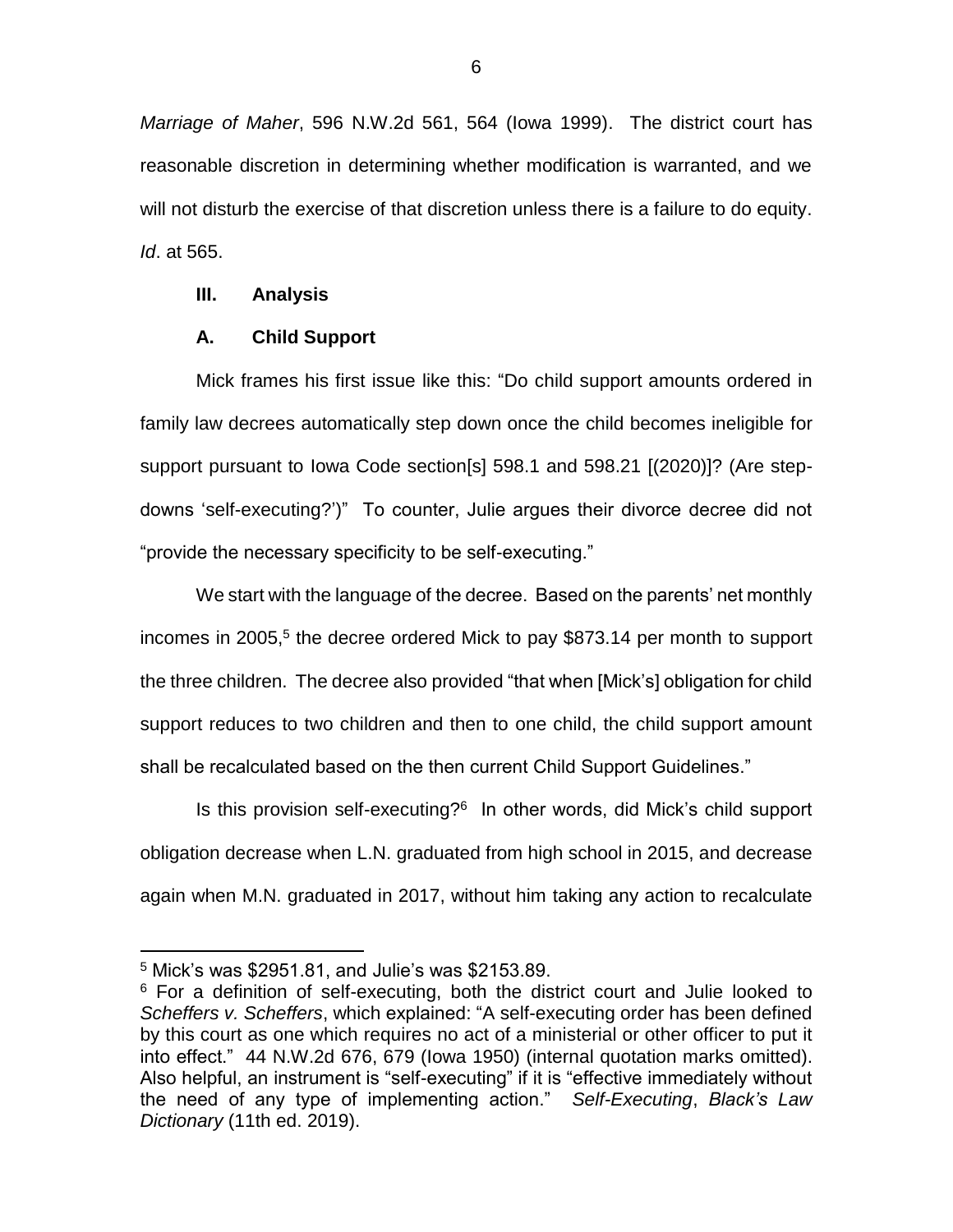*Marriage of Maher*, 596 N.W.2d 561, 564 (Iowa 1999). The district court has reasonable discretion in determining whether modification is warranted, and we will not disturb the exercise of that discretion unless there is a failure to do equity. *Id*. at 565.

## III. Analysis

### A. Child Support

Mick frames his first issue like this: "Do child support amounts ordered in family law decrees automatically step down once the child becomes ineligible for support pursuant to Iowa Code section[s] 598.1 and 598.21 [(2020)]? (Are step-downs 'self-executing?')" To counter, Julie argues their divorce decree did not "provide the necessary specificity to be self-executing."

We start with the language of the decree. Based on the parents' net monthly incomes in 2005,[5] the decree ordered Mick to pay $873.14 per month to support the three children. The decree also provided "that when [Mick's] obligation for child support reduces to two children and then to one child, the child support amount shall be recalculated based on the then current Child Support Guidelines."

Is this provision self-executing?[6] In other words, did Mick's child support obligation decrease when L.N. graduated from high school in 2015, and decrease again when M.N. graduated in 2017, without him taking any action to recalculate

---

[5] Mick's was $2951.81, and Julie's was $2153.89.

[6] For a definition of self-executing, both the district court and Julie looked to *Scheffers v. Scheffers*, which explained: "A self-executing order has been defined by this court as one which requires no act of a ministerial or other officer to put it into effect." 44 N.W.2d 676, 679 (Iowa 1950) (internal quotation marks omitted). Also helpful, an instrument is "self-executing" if it is "effective immediately without the need of any type of implementing action." *Self-Executing*, *Black's Law Dictionary* (11th ed. 2019).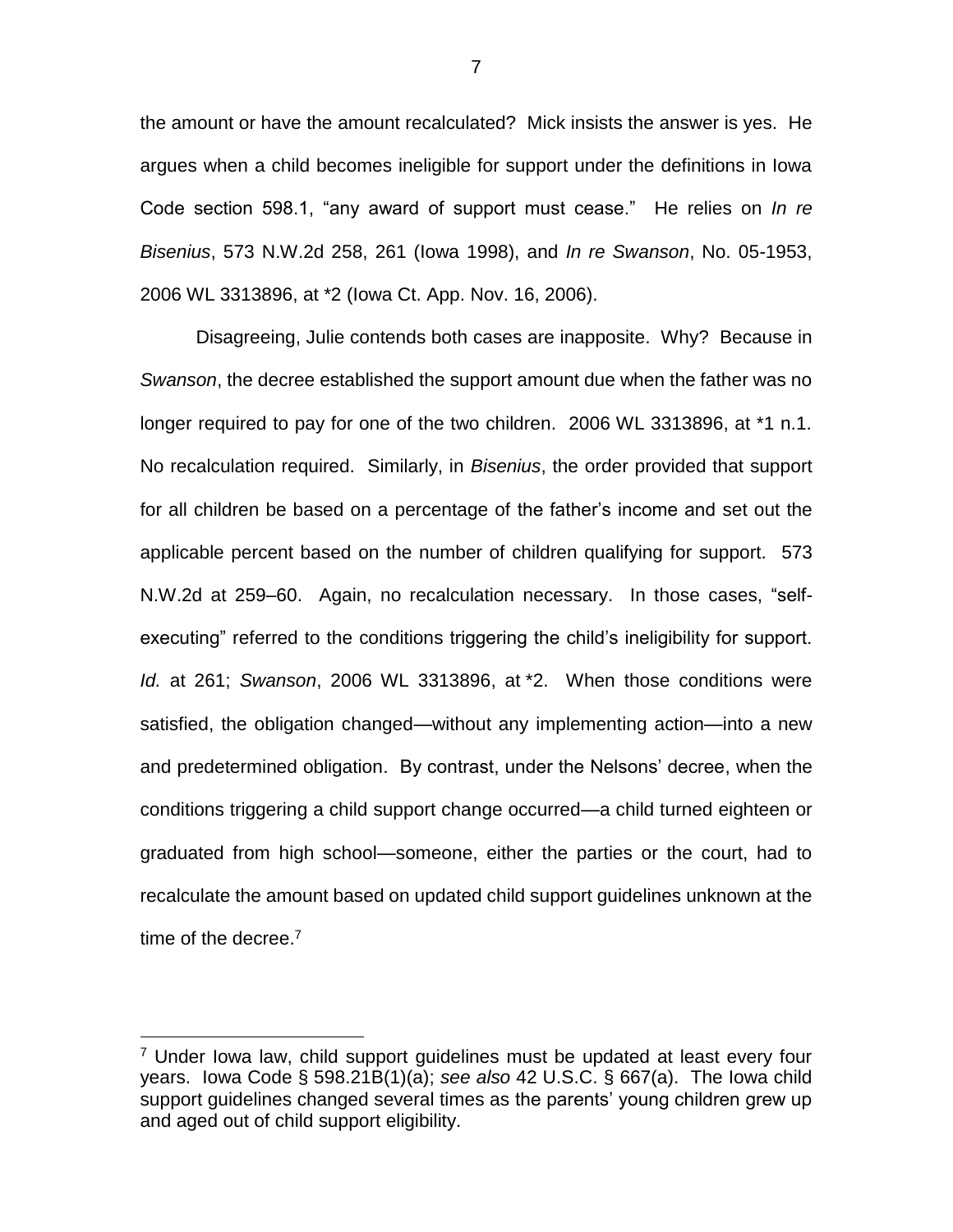the amount or have the amount recalculated? Mick insists the answer is yes. He argues when a child becomes ineligible for support under the definitions in Iowa Code section 598.1, "any award of support must cease." He relies on *In re Bisenius*, 573 N.W.2d 258, 261 (Iowa 1998), and *In re Swanson*, No. 05-1953, 2006 WL 3313896, at *2 (Iowa Ct. App. Nov. 16, 2006).

Disagreeing, Julie contends both cases are inapposite. Why? Because in *Swanson*, the decree established the support amount due when the father was no longer required to pay for one of the two children. 2006 WL 3313896, at *1 n.1. No recalculation required. Similarly, in *Bisenius*, the order provided that support for all children be based on a percentage of the father's income and set out the applicable percent based on the number of children qualifying for support. 573 N.W.2d at 259–60. Again, no recalculation necessary. In those cases, "self-executing" referred to the conditions triggering the child's ineligibility for support. *Id.* at 261; *Swanson*, 2006 WL 3313896, at *2. When those conditions were satisfied, the obligation changed—without any implementing action—into a new and predetermined obligation. By contrast, under the Nelsons' decree, when the conditions triggering a child support change occurred—a child turned eighteen or graduated from high school—someone, either the parties or the court, had to recalculate the amount based on updated child support guidelines unknown at the time of the decree.[7]

---

[7] Under Iowa law, child support guidelines must be updated at least every four years. Iowa Code § 598.21B(1)(a); *see also* 42 U.S.C. § 667(a). The Iowa child support guidelines changed several times as the parents' young children grew up and aged out of child support eligibility.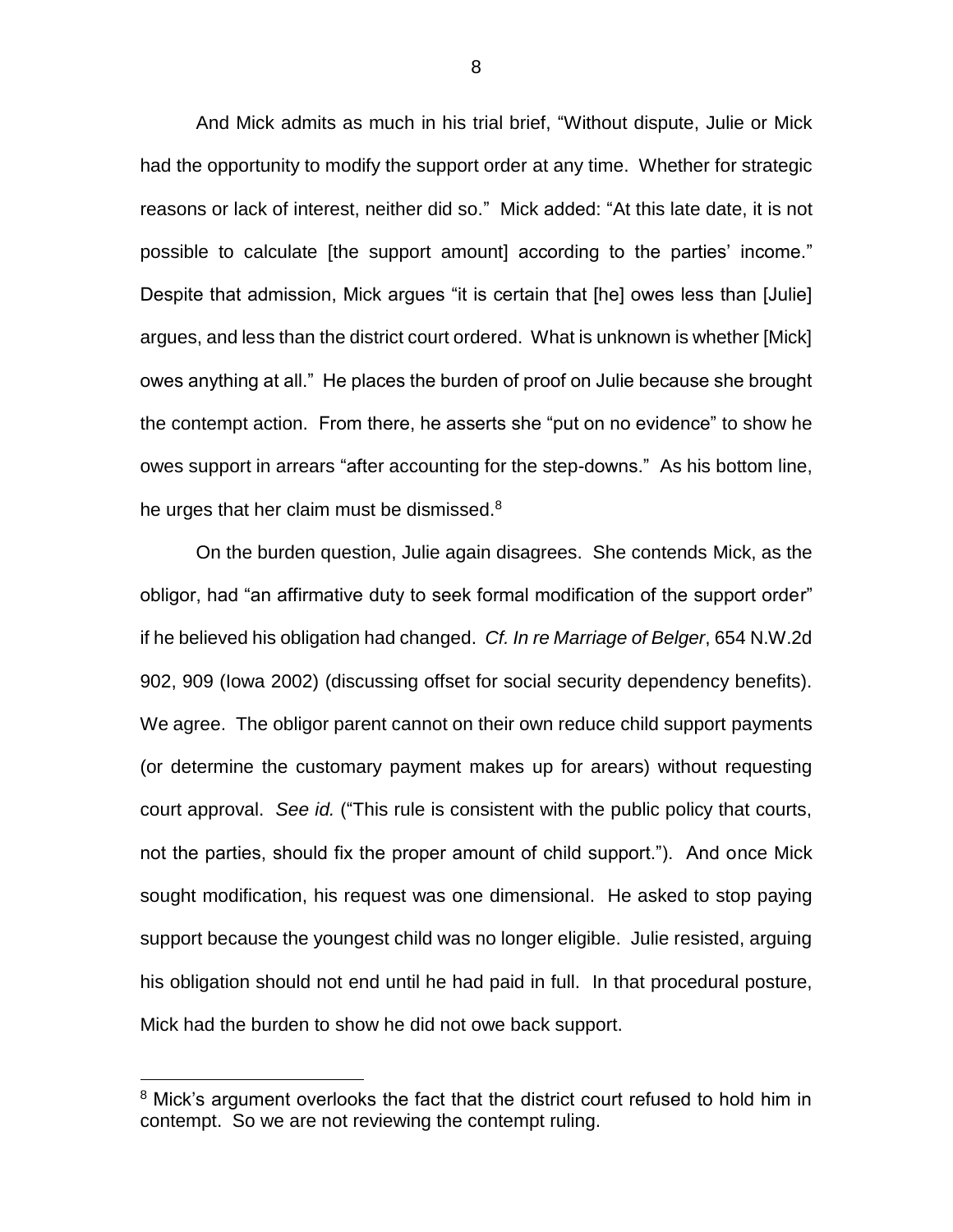And Mick admits as much in his trial brief, "Without dispute, Julie or Mick had the opportunity to modify the support order at any time. Whether for strategic reasons or lack of interest, neither did so." Mick added: "At this late date, it is not possible to calculate [the support amount] according to the parties' income." Despite that admission, Mick argues "it is certain that [he] owes less than [Julie] argues, and less than the district court ordered. What is unknown is whether [Mick] owes anything at all." He places the burden of proof on Julie because she brought the contempt action. From there, he asserts she "put on no evidence" to show he owes support in arrears "after accounting for the step-downs." As his bottom line, he urges that her claim must be dismissed.[8]

On the burden question, Julie again disagrees. She contends Mick, as the obligor, had "an affirmative duty to seek formal modification of the support order" if he believed his obligation had changed. *Cf. In re Marriage of Belger*, 654 N.W.2d 902, 909 (Iowa 2002) (discussing offset for social security dependency benefits). We agree. The obligor parent cannot on their own reduce child support payments (or determine the customary payment makes up for arears) without requesting court approval. *See id.* ("This rule is consistent with the public policy that courts, not the parties, should fix the proper amount of child support."). And once Mick sought modification, his request was one dimensional. He asked to stop paying support because the youngest child was no longer eligible. Julie resisted, arguing his obligation should not end until he had paid in full. In that procedural posture, Mick had the burden to show he did not owe back support.

[8] Mick's argument overlooks the fact that the district court refused to hold him in contempt. So we are not reviewing the contempt ruling.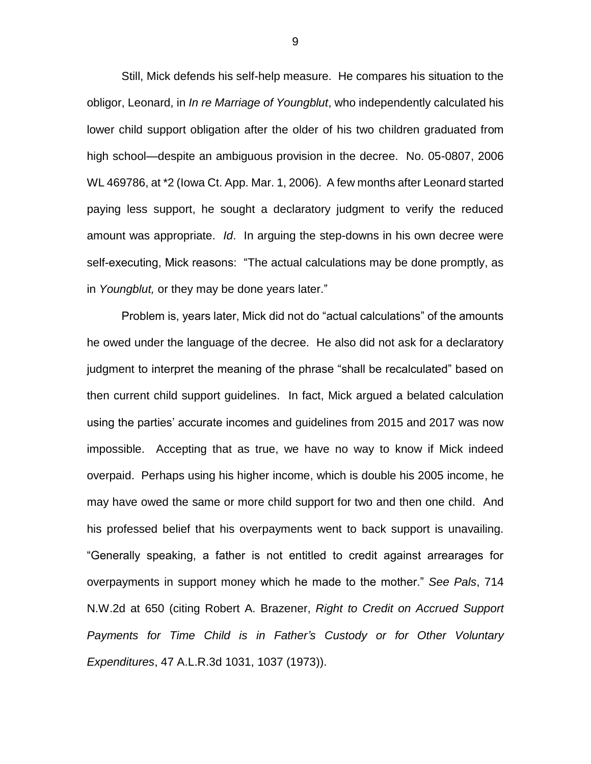Still, Mick defends his self-help measure. He compares his situation to the obligor, Leonard, in *In re Marriage of Youngblut*, who independently calculated his lower child support obligation after the older of his two children graduated from high school—despite an ambiguous provision in the decree. No. 05-0807, 2006 WL 469786, at *2 (Iowa Ct. App. Mar. 1, 2006). A few months after Leonard started paying less support, he sought a declaratory judgment to verify the reduced amount was appropriate. *Id*. In arguing the step-downs in his own decree were self-executing, Mick reasons: "The actual calculations may be done promptly, as in *Youngblut,* or they may be done years later."

Problem is, years later, Mick did not do "actual calculations" of the amounts he owed under the language of the decree. He also did not ask for a declaratory judgment to interpret the meaning of the phrase "shall be recalculated" based on then current child support guidelines. In fact, Mick argued a belated calculation using the parties' accurate incomes and guidelines from 2015 and 2017 was now impossible. Accepting that as true, we have no way to know if Mick indeed overpaid. Perhaps using his higher income, which is double his 2005 income, he may have owed the same or more child support for two and then one child. And his professed belief that his overpayments went to back support is unavailing. "Generally speaking, a father is not entitled to credit against arrearages for overpayments in support money which he made to the mother." *See Pals*, 714 N.W.2d at 650 (citing Robert A. Brazener, *Right to Credit on Accrued Support Payments for Time Child is in Father's Custody or for Other Voluntary Expenditures*, 47 A.L.R.3d 1031, 1037 (1973)).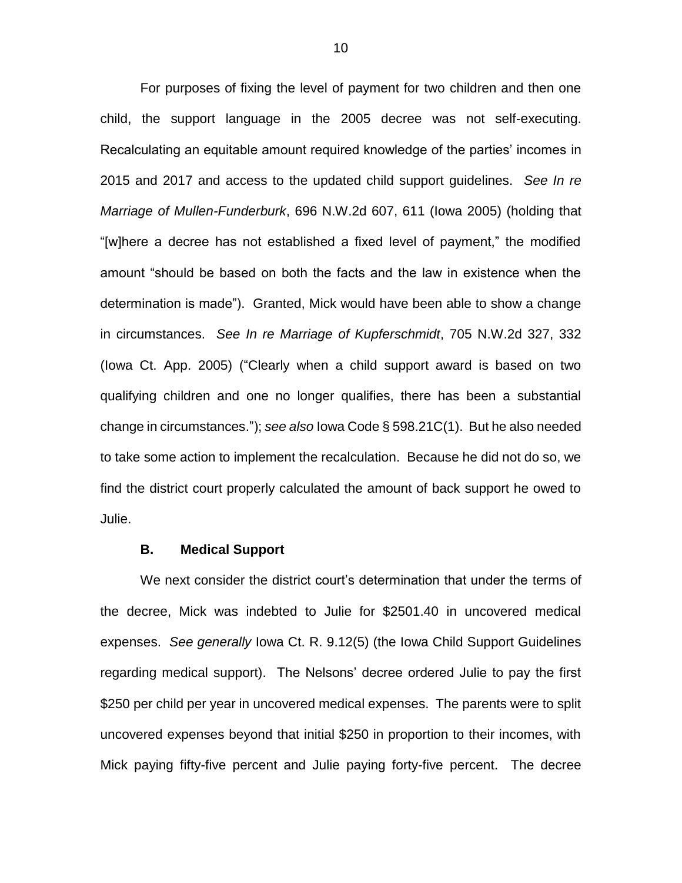For purposes of fixing the level of payment for two children and then one child, the support language in the 2005 decree was not self-executing. Recalculating an equitable amount required knowledge of the parties' incomes in 2015 and 2017 and access to the updated child support guidelines. *See In re Marriage of Mullen-Funderburk*, 696 N.W.2d 607, 611 (Iowa 2005) (holding that "[w]here a decree has not established a fixed level of payment," the modified amount "should be based on both the facts and the law in existence when the determination is made"). Granted, Mick would have been able to show a change in circumstances. *See In re Marriage of Kupferschmidt*, 705 N.W.2d 327, 332 (Iowa Ct. App. 2005) ("Clearly when a child support award is based on two qualifying children and one no longer qualifies, there has been a substantial change in circumstances."); *see also* Iowa Code § 598.21C(1). But he also needed to take some action to implement the recalculation. Because he did not do so, we find the district court properly calculated the amount of back support he owed to Julie.

### B. Medical Support

We next consider the district court's determination that under the terms of the decree, Mick was indebted to Julie for $2501.40 in uncovered medical expenses. *See generally* Iowa Ct. R. 9.12(5) (the Iowa Child Support Guidelines regarding medical support). The Nelsons' decree ordered Julie to pay the first $250 per child per year in uncovered medical expenses. The parents were to split uncovered expenses beyond that initial $250 in proportion to their incomes, with Mick paying fifty-five percent and Julie paying forty-five percent. The decree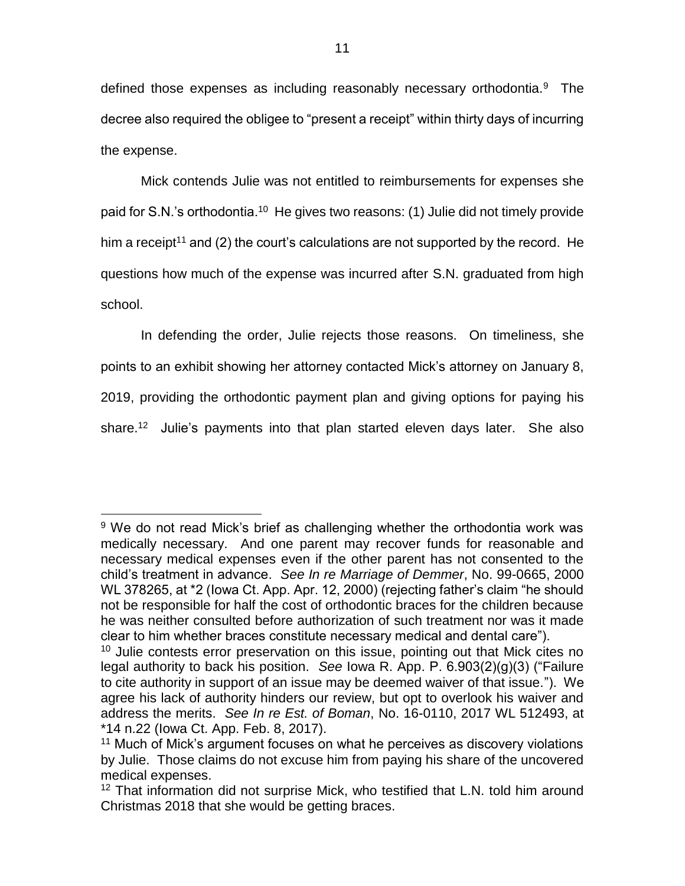defined those expenses as including reasonably necessary orthodontia.[9] The decree also required the obligee to "present a receipt" within thirty days of incurring the expense.

Mick contends Julie was not entitled to reimbursements for expenses she paid for S.N.'s orthodontia.[10] He gives two reasons: (1) Julie did not timely provide him a receipt[11] and (2) the court's calculations are not supported by the record. He questions how much of the expense was incurred after S.N. graduated from high school.

In defending the order, Julie rejects those reasons. On timeliness, she points to an exhibit showing her attorney contacted Mick's attorney on January 8, 2019, providing the orthodontic payment plan and giving options for paying his share.[12] Julie's payments into that plan started eleven days later. She also

---

[9] We do not read Mick's brief as challenging whether the orthodontia work was medically necessary. And one parent may recover funds for reasonable and necessary medical expenses even if the other parent has not consented to the child's treatment in advance. *See In re Marriage of Demmer*, No. 99-0665, 2000 WL 378265, at *2 (Iowa Ct. App. Apr. 12, 2000) (rejecting father's claim "he should not be responsible for half the cost of orthodontic braces for the children because he was neither consulted before authorization of such treatment nor was it made clear to him whether braces constitute necessary medical and dental care").

[10] Julie contests error preservation on this issue, pointing out that Mick cites no legal authority to back his position. *See* Iowa R. App. P. 6.903(2)(g)(3) ("Failure to cite authority in support of an issue may be deemed waiver of that issue."). We agree his lack of authority hinders our review, but opt to overlook his waiver and address the merits. *See In re Est. of Boman*, No. 16-0110, 2017 WL 512493, at *14 n.22 (Iowa Ct. App. Feb. 8, 2017).

[11] Much of Mick's argument focuses on what he perceives as discovery violations by Julie. Those claims do not excuse him from paying his share of the uncovered medical expenses.

[12] That information did not surprise Mick, who testified that L.N. told him around Christmas 2018 that she would be getting braces.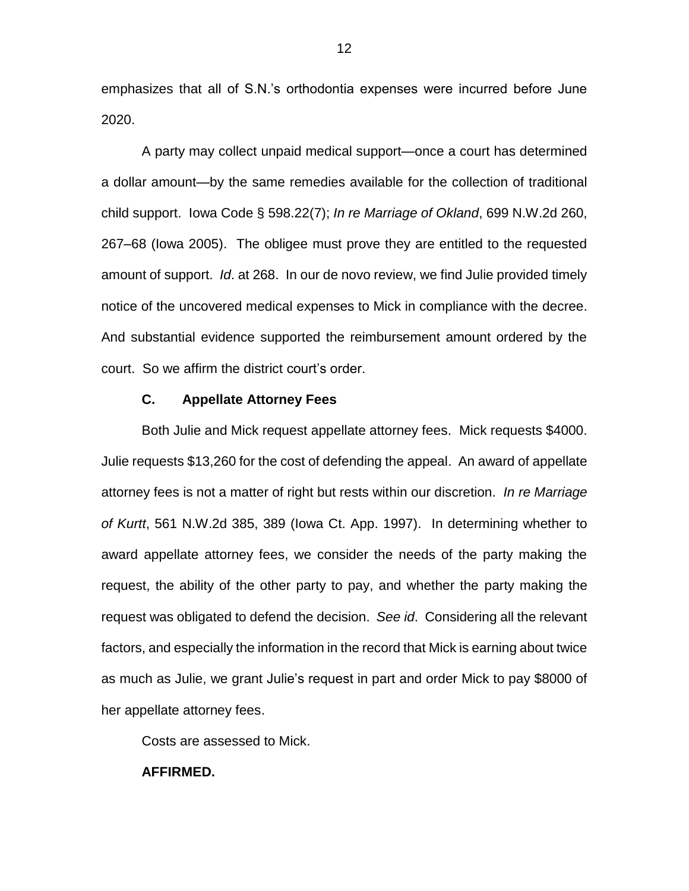emphasizes that all of S.N.'s orthodontia expenses were incurred before June 2020.

A party may collect unpaid medical support—once a court has determined a dollar amount—by the same remedies available for the collection of traditional child support. Iowa Code § 598.22(7); *In re Marriage of Okland*, 699 N.W.2d 260, 267–68 (Iowa 2005). The obligee must prove they are entitled to the requested amount of support. *Id*. at 268. In our de novo review, we find Julie provided timely notice of the uncovered medical expenses to Mick in compliance with the decree. And substantial evidence supported the reimbursement amount ordered by the court. So we affirm the district court's order.

### C. Appellate Attorney Fees

Both Julie and Mick request appellate attorney fees. Mick requests $4000. Julie requests $13,260 for the cost of defending the appeal. An award of appellate attorney fees is not a matter of right but rests within our discretion. *In re Marriage of Kurtt*, 561 N.W.2d 385, 389 (Iowa Ct. App. 1997). In determining whether to award appellate attorney fees, we consider the needs of the party making the request, the ability of the other party to pay, and whether the party making the request was obligated to defend the decision. *See id*. Considering all the relevant factors, and especially the information in the record that Mick is earning about twice as much as Julie, we grant Julie's request in part and order Mick to pay $8000 of her appellate attorney fees.

Costs are assessed to Mick.

**AFFIRMED.**